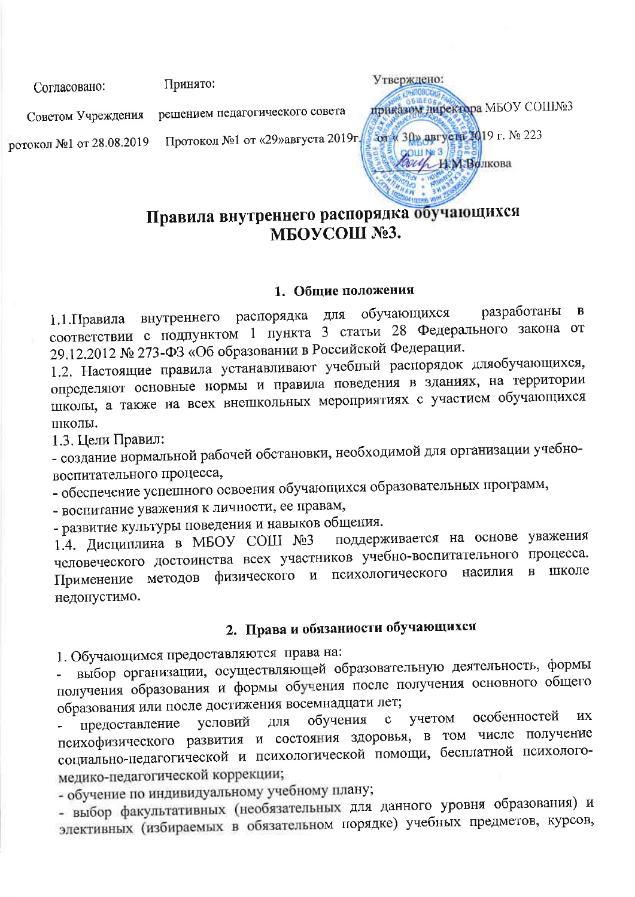Согласовано: Советом Учреждения ротокол №1 от 28.08.2019

Принято: решением педагогического совета Протокол №1 от «29»августа 2019г.

Утверждено: приказом директора МБОУ СОШ№3 от « 30» августа 2019 г. № 223 Н.М.Волкова

# Правила внутреннего распорядка обучающихся МБОУСОШ №3.

## 1. Общие положения

1.1.Правила внутреннего распорядка для обучающихся разработаны в соответствии с подпунктом 1 пункта 3 статьи 28 Федерального закона от 29.12.2012 № 273-ФЗ «Об образовании в Российской Федерации.

1.2. Настоящие правила устанавливают учебный распорядок дляобучающихся, определяют основные нормы и правила поведения в зданиях, на территории школы, а также на всех внешкольных мероприятиях с участием обучающихся школы.

1.3. Цели Правил:

- создание нормальной рабочей обстановки, необходимой для организации учебно-воспитательного процесса,
- обеспечение успешного освоения обучающихся образовательных программ,
- воспитание уважения к личности, ее правам,
- развитие культуры поведения и навыков общения.

1.4. Дисциплина в МБОУ СОШ №3 поддерживается на основе уважения человеческого достоинства всех участников учебно-воспитательного процесса. Применение методов физического и психологического насилия в школе недопустимо.

## 2. Права и обязанности обучающихся

1. Обучающимся предоставляются права на:

- выбор организации, осуществляющей образовательную деятельность, формы получения образования и формы обучения после получения основного общего образования или после достижения восемнадцати лет;
- предоставление условий для обучения с учетом особенностей их психофизического развития и состояния здоровья, в том числе получение социально-педагогической и психологической помощи, бесплатной психолого-медико-педагогической коррекции;
- обучение по индивидуальному учебному плану;
- выбор факультативных (необязательных для данного уровня образования) и элективных (избираемых в обязательном порядке) учебных предметов, курсов,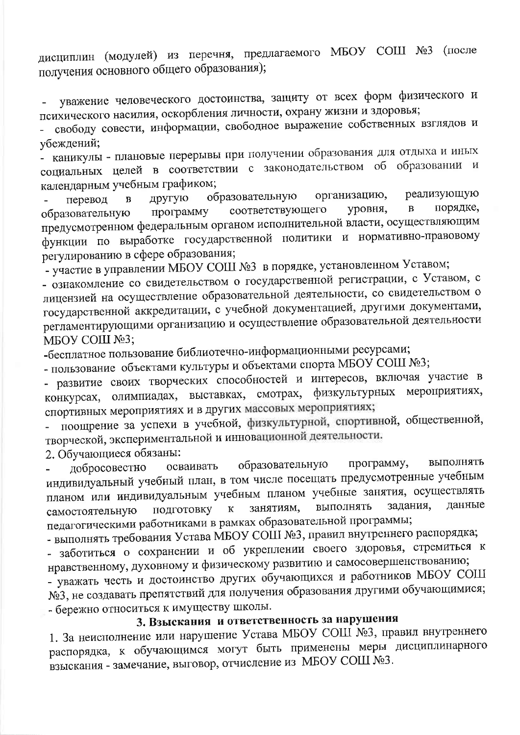дисциплин (модулей) из перечня, предлагаемого МБОУ СОШ №3 (после получения основного общего образования);

- уважение человеческого достоинства, защиту от всех форм физического и психического насилия, оскорбления личности, охрану жизни и здоровья;
- свободу совести, информации, свободное выражение собственных взглядов и убеждений;
- каникулы - плановые перерывы при получении образования для отдыха и иных социальных целей в соответствии с законодательством об образовании и календарным учебным графиком;
- перевод в другую образовательную организацию, реализующую образовательную программу соответствующего уровня, в порядке, предусмотренном федеральным органом исполнительной власти, осуществляющим функции по выработке государственной политики и нормативно-правовому регулированию в сфере образования;
- участие в управлении МБОУ СОШ №3 в порядке, установленном Уставом;
- ознакомление со свидетельством о государственной регистрации, с Уставом, с лицензией на осуществление образовательной деятельности, со свидетельством о государственной аккредитации, с учебной документацией, другими документами, регламентирующими организацию и осуществление образовательной деятельности МБОУ СОШ №3;
- бесплатное пользование библиотечно-информационными ресурсами;
- пользование объектами культуры и объектами спорта МБОУ СОШ №3;
- развитие своих творческих способностей и интересов, включая участие в конкурсах, олимпиадах, выставках, смотрах, физкультурных мероприятиях, спортивных мероприятиях и в других массовых мероприятиях;
- поощрение за успехи в учебной, физкультурной, спортивной, общественной, творческой, экспериментальной и инновационной деятельности.

2. Обучающиеся обязаны:

- добросовестно осваивать образовательную программу, выполнять индивидуальный учебный план, в том числе посещать предусмотренные учебным планом или индивидуальным учебным планом учебные занятия, осуществлять самостоятельную подготовку к занятиям, выполнять задания, данные педагогическими работниками в рамках образовательной программы;
- выполнять требования Устава МБОУ СОШ №3, правил внутреннего распорядка;
- заботиться о сохранении и об укреплении своего здоровья, стремиться к нравственному, духовному и физическому развитию и самосовершенствованию;
- уважать честь и достоинство других обучающихся и работников МБОУ СОШ №3, не создавать препятствий для получения образования другими обучающимися;
- бережно относиться к имуществу школы.

## 3. Взыскания и ответственность за нарушения

1. За неисполнение или нарушение Устава МБОУ СОШ №3, правил внутреннего распорядка, к обучающимся могут быть применены меры дисциплинарного взыскания - замечание, выговор, отчисление из МБОУ СОШ №3.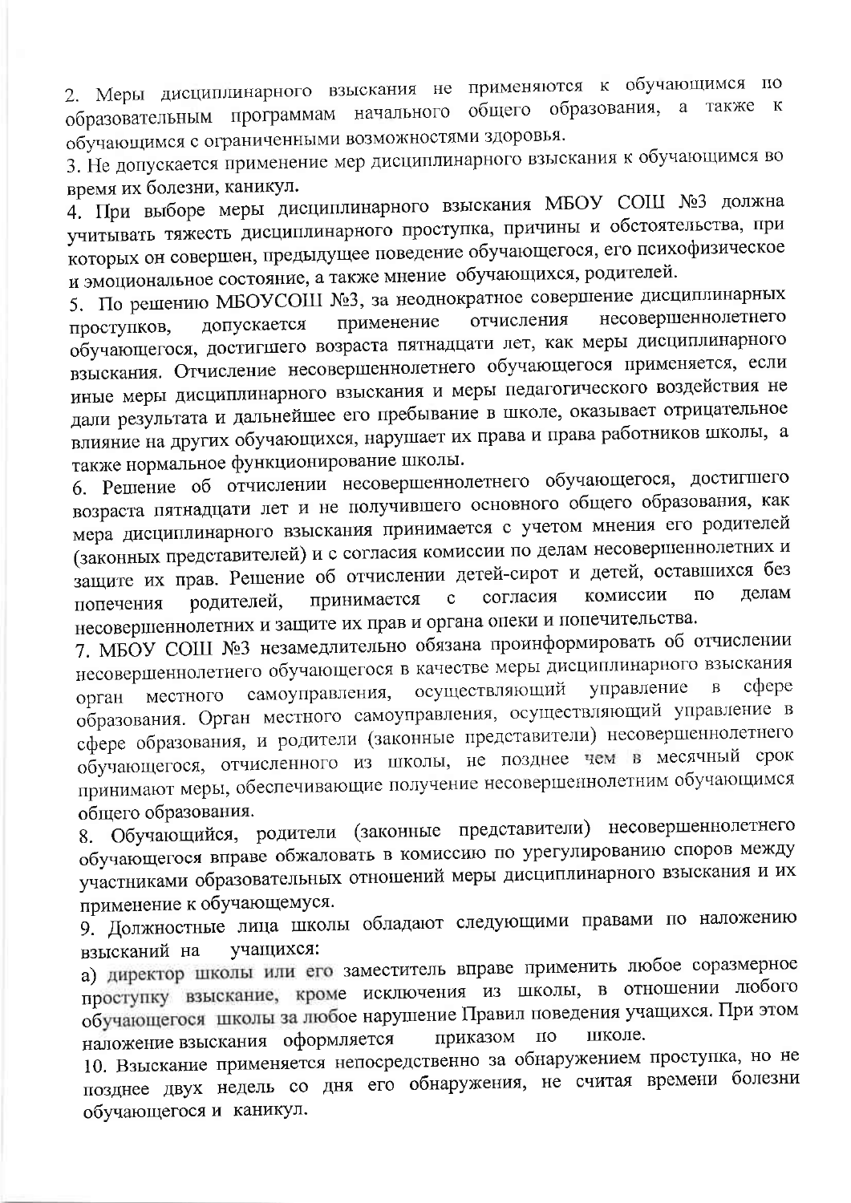2. Меры дисциплинарного взыскания не применяются к обучающимся по образовательным программам начального общего образования, а также к обучающимся с ограниченными возможностями здоровья.

3. Не допускается применение мер дисциплинарного взыскания к обучающимся во время их болезни, каникул.

4. При выборе меры дисциплинарного взыскания МБОУ СОШ №3 должна учитывать тяжесть дисциплинарного проступка, причины и обстоятельства, при которых он совершен, предыдущее поведение обучающегося, его психофизическое и эмоциональное состояние, а также мнение обучающихся, родителей.

5. По решению МБОУСОШ №3, за неоднократное совершение дисциплинарных проступков, допускается применение отчисления несовершеннолетнего обучающегося, достигшего возраста пятнадцати лет, как меры дисциплинарного взыскания. Отчисление несовершеннолетнего обучающегося применяется, если иные меры дисциплинарного взыскания и меры педагогического воздействия не дали результата и дальнейшее его пребывание в школе, оказывает отрицательное влияние на других обучающихся, нарушает их права и права работников школы, а также нормальное функционирование школы.

6. Решение об отчислении несовершеннолетнего обучающегося, достигшего возраста пятнадцати лет и не получившего основного общего образования, как мера дисциплинарного взыскания принимается с учетом мнения его родителей (законных представителей) и с согласия комиссии по делам несовершеннолетних и защите их прав. Решение об отчислении детей-сирот и детей, оставшихся без попечения родителей, принимается с согласия комиссии по делам несовершеннолетних и защите их прав и органа опеки и попечительства.

7. МБОУ СОШ №3 незамедлительно обязана проинформировать об отчислении несовершеннолетнего обучающегося в качестве меры дисциплинарного взыскания орган местного самоуправления, осуществляющий управление в сфере образования. Орган местного самоуправления, осуществляющий управление в сфере образования, и родители (законные представители) несовершеннолетнего обучающегося, отчисленного из школы, не позднее чем в месячный срок принимают меры, обеспечивающие получение несовершеннолетним обучающимся общего образования.

8. Обучающийся, родители (законные представители) несовершеннолетнего обучающегося вправе обжаловать в комиссию по урегулированию споров между участниками образовательных отношений меры дисциплинарного взыскания и их применение к обучающемуся.

9. Должностные лица школы обладают следующими правами по наложению взысканий на учащихся:

а) директор школы или его заместитель вправе применить любое соразмерное проступку взыскание, кроме исключения из школы, в отношении любого обучающегося школы за любое нарушение Правил поведения учащихся. При этом наложение взыскания оформляется приказом по школе.

10. Взыскание применяется непосредственно за обнаружением проступка, но не позднее двух недель со дня его обнаружения, не считая времени болезни обучающегося и каникул.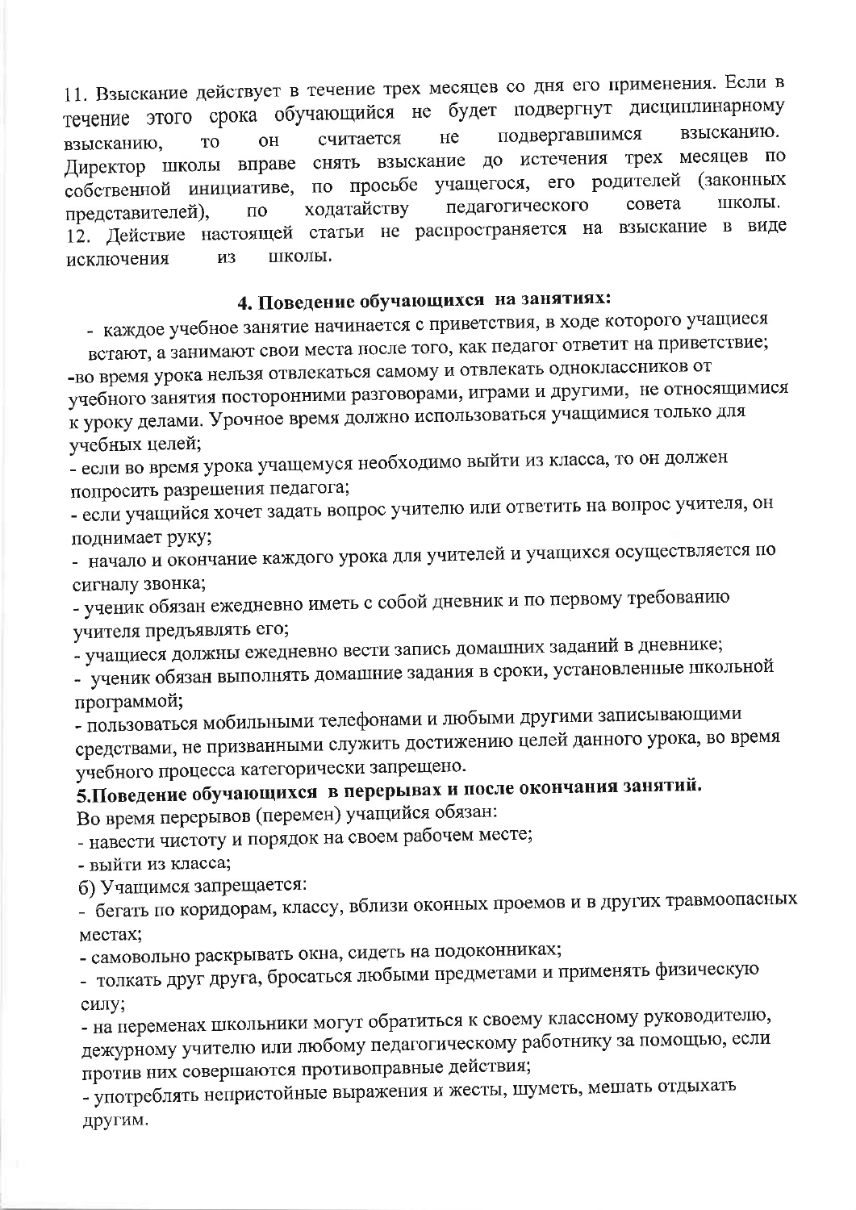11. Взыскание действует в течение трех месяцев со дня его применения. Если в течение этого срока обучающийся не будет подвергнут дисциплинарному взысканию, то он считается не подвергавшимся взысканию. Директор школы вправе снять взыскание до истечения трех месяцев по собственной инициативе, по просьбе учащегося, его родителей (законных представителей), по ходатайству педагогического совета школы.
12. Действие настоящей статьи не распространяется на взыскание в виде исключения из школы.

## 4. Поведение обучающихся на занятиях:

- каждое учебное занятие начинается с приветствия, в ходе которого учащиеся встают, а занимают свои места после того, как педагог ответит на приветствие;
- во время урока нельзя отвлекаться самому и отвлекать одноклассников от учебного занятия посторонними разговорами, играми и другими, не относящимися к уроку делами. Урочное время должно использоваться учащимися только для учебных целей;
- если во время урока учащемуся необходимо выйти из класса, то он должен попросить разрешения педагога;
- если учащийся хочет задать вопрос учителю или ответить на вопрос учителя, он поднимает руку;
- начало и окончание каждого урока для учителей и учащихся осуществляется по сигналу звонка;
- ученик обязан ежедневно иметь с собой дневник и по первому требованию учителя предъявлять его;
- учащиеся должны ежедневно вести запись домашних заданий в дневнике;
- ученик обязан выполнять домашние задания в сроки, установленные школьной программой;
- пользоваться мобильными телефонами и любыми другими записывающими средствами, не призванными служить достижению целей данного урока, во время учебного процесса категорически запрещено.

## 5.Поведение обучающихся в перерывах и после окончания занятий.

Во время перерывов (перемен) учащийся обязан:

- навести чистоту и порядок на своем рабочем месте;
- выйти из класса;

б) Учащимся запрещается:

- бегать по коридорам, классу, вблизи оконных проемов и в других травмоопасных местах;
- самовольно раскрывать окна, сидеть на подоконниках;
- толкать друг друга, бросаться любыми предметами и применять физическую силу;
- на переменах школьники могут обратиться к своему классному руководителю, дежурному учителю или любому педагогическому работнику за помощью, если против них совершаются противоправные действия;
- употреблять непристойные выражения и жесты, шуметь, мешать отдыхать другим.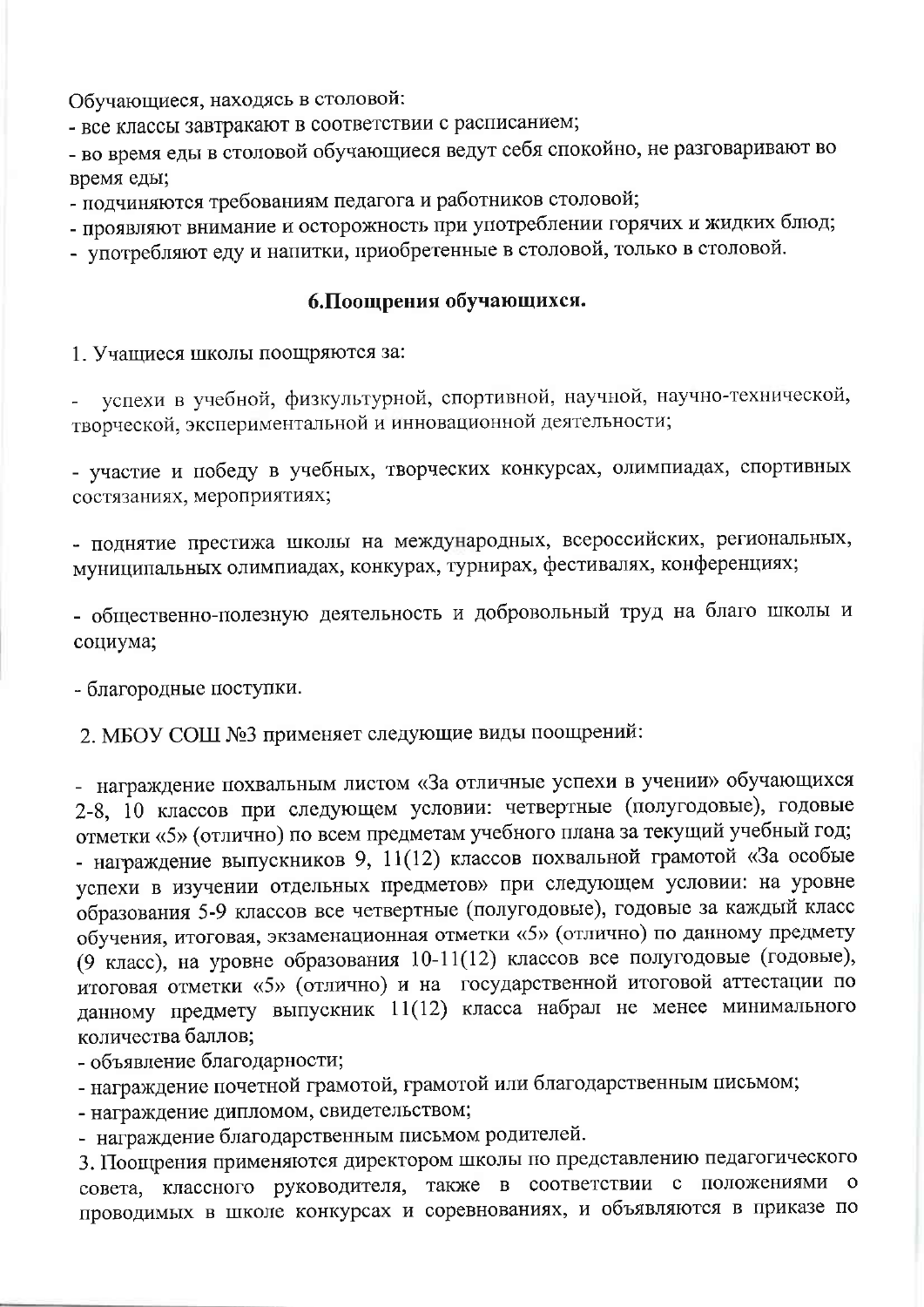Обучающиеся, находясь в столовой:

- все классы завтракают в соответствии с расписанием;
- во время еды в столовой обучающиеся ведут себя спокойно, не разговаривают во время еды;
- подчиняются требованиям педагога и работников столовой;
- проявляют внимание и осторожность при употреблении горячих и жидких блюд;
- употребляют еду и напитки, приобретенные в столовой, только в столовой.

## 6.Поощрения обучающихся.

1. Учащиеся школы поощряются за:

- успехи в учебной, физкультурной, спортивной, научной, научно-технической, творческой, экспериментальной и инновационной деятельности;

- участие и победу в учебных, творческих конкурсах, олимпиадах, спортивных состязаниях, мероприятиях;

- поднятие престижа школы на международных, всероссийских, региональных, муниципальных олимпиадах, конкурах, турнирах, фестивалях, конференциях;

- общественно-полезную деятельность и добровольный труд на благо школы и социума;

- благородные поступки.

2. МБОУ СОШ №3 применяет следующие виды поощрений:

- награждение похвальным листом «За отличные успехи в учении» обучающихся 2-8, 10 классов при следующем условии: четвертные (полугодовые), годовые отметки «5» (отлично) по всем предметам учебного плана за текущий учебный год;
- награждение выпускников 9, 11(12) классов похвальной грамотой «За особые успехи в изучении отдельных предметов» при следующем условии: на уровне образования 5-9 классов все четвертные (полугодовые), годовые за каждый класс обучения, итоговая, экзаменационная отметки «5» (отлично) по данному предмету (9 класс), на уровне образования 10-11(12) классов все полугодовые (годовые), итоговая отметки «5» (отлично) и на государственной итоговой аттестации по данному предмету выпускник 11(12) класса набрал не менее минимального количества баллов;
- объявление благодарности;
- награждение почетной грамотой, грамотой или благодарственным письмом;
- награждение дипломом, свидетельством;
- награждение благодарственным письмом родителей.

3. Поощрения применяются директором школы по представлению педагогического совета, классного руководителя, также в соответствии с положениями о проводимых в школе конкурсах и соревнованиях, и объявляются в приказе по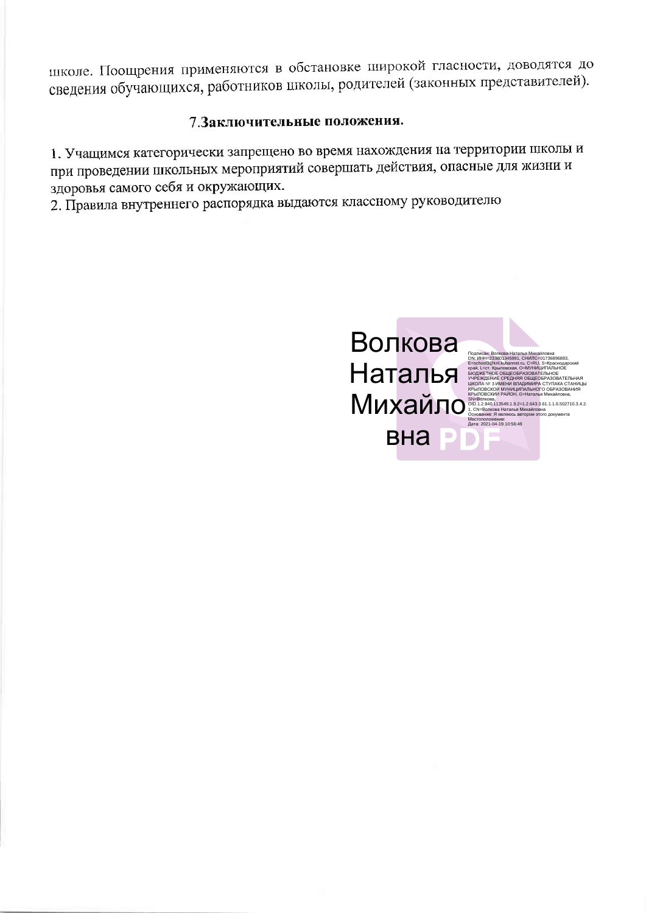школе. Поощрения применяются в обстановке широкой гласности, доводятся до сведения обучающихся, работников школы, родителей (законных представителей).

### 7.Заключительные положения.

1. Учащимся категорически запрещено во время нахождения на территории школы и при проведении школьных мероприятий совершать действия, опасные для жизни и здоровья самого себя и окружающих.
2. Правила внутреннего распорядка выдаются классному руководителю

Волкова Наталья Михайловна

Подписан: Волкова Наталья Михайловна
DN: ИНН=233801345991, СНИЛС=01736896883, E=school3@kril.kubannet.ru, C=RU, S=Краснодарский край, L=ст. Крыловская, O=МУНИЦИПАЛЬНОЕ БЮДЖЕТНОЕ ОБЩЕОБРАЗОВАТЕЛЬНОЕ УЧРЕЖДЕНИЕ СРЕДНЯЯ ОБЩЕОБРАЗОВАТЕЛЬНАЯ ШКОЛА № 3 ИМЕНИ ВЛАДИМИРА СТУПАКА СТАНИЦЫ КРЫЛОВСКОЙ МУНИЦИПАЛЬНОГО ОБРАЗОВАНИЯ КРЫЛОВСКИЙ РАЙОН, G=Наталья Михайловна, SN=Волкова, OID.1.2.840.113549.1.9.2=1.2.643.3.61.1.1.6.502710.3.4.2.1, CN=Волкова Наталья Михайловна
Основание: Я являюсь автором этого документа
Местоположение:
Дата: 2021-04-19 10:56:49